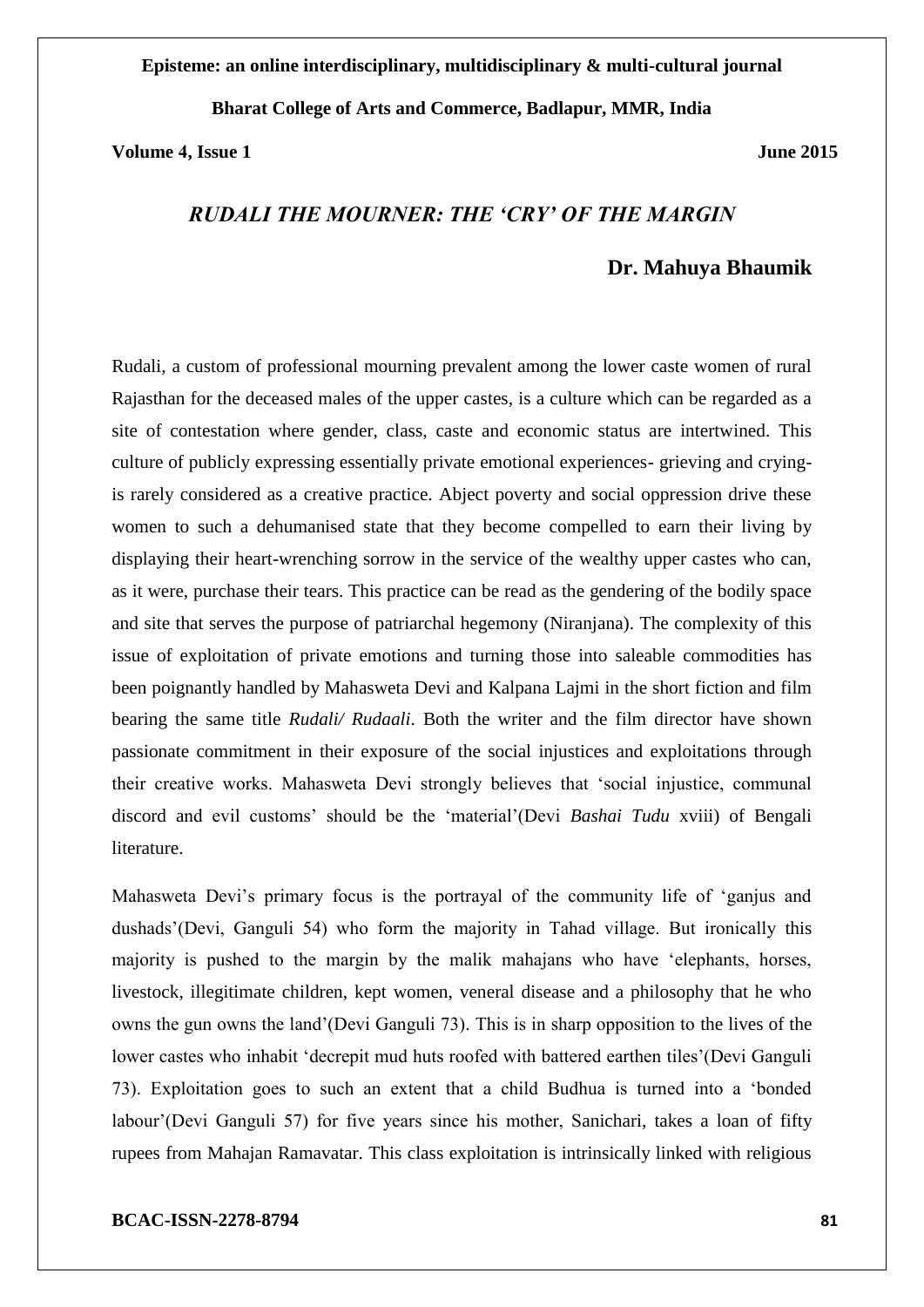# *RUDALI THE MOURNER: THE 'CRY' OF THE MARGIN*

**Dr. Mahuya Bhaumik**

Rudali, a custom of professional mourning prevalent among the lower caste women of rural Rajasthan for the deceased males of the upper castes, is a culture which can be regarded as a site of contestation where gender, class, caste and economic status are intertwined. This culture of publicly expressing essentially private emotional experiences- grieving and crying- is rarely considered as a creative practice. Abject poverty and social oppression drive these women to such a dehumanised state that they become compelled to earn their living by displaying their heart-wrenching sorrow in the service of the wealthy upper castes who can, as it were, purchase their tears. This practice can be read as the gendering of the bodily space and site that serves the purpose of patriarchal hegemony (Niranjana). The complexity of this issue of exploitation of private emotions and turning those into saleable commodities has been poignantly handled by Mahasweta Devi and Kalpana Lajmi in the short fiction and film bearing the same title *Rudali/ Rudaali*. Both the writer and the film director have shown passionate commitment in their exposure of the social injustices and exploitations through their creative works. Mahasweta Devi strongly believes that 'social injustice, communal discord and evil customs' should be the 'material'(Devi *Bashai Tudu* xviii) of Bengali literature.

Mahasweta Devi's primary focus is the portrayal of the community life of 'ganjus and dushads'(Devi, Ganguli 54) who form the majority in Tahad village. But ironically this majority is pushed to the margin by the malik mahajans who have 'elephants, horses, livestock, illegitimate children, kept women, veneral disease and a philosophy that he who owns the gun owns the land'(Devi Ganguli 73). This is in sharp opposition to the lives of the lower castes who inhabit 'decrepit mud huts roofed with battered earthen tiles'(Devi Ganguli 73). Exploitation goes to such an extent that a child Budhua is turned into a 'bonded labour'(Devi Ganguli 57) for five years since his mother, Sanichari, takes a loan of fifty rupees from Mahajan Ramavatar. This class exploitation is intrinsically linked with religious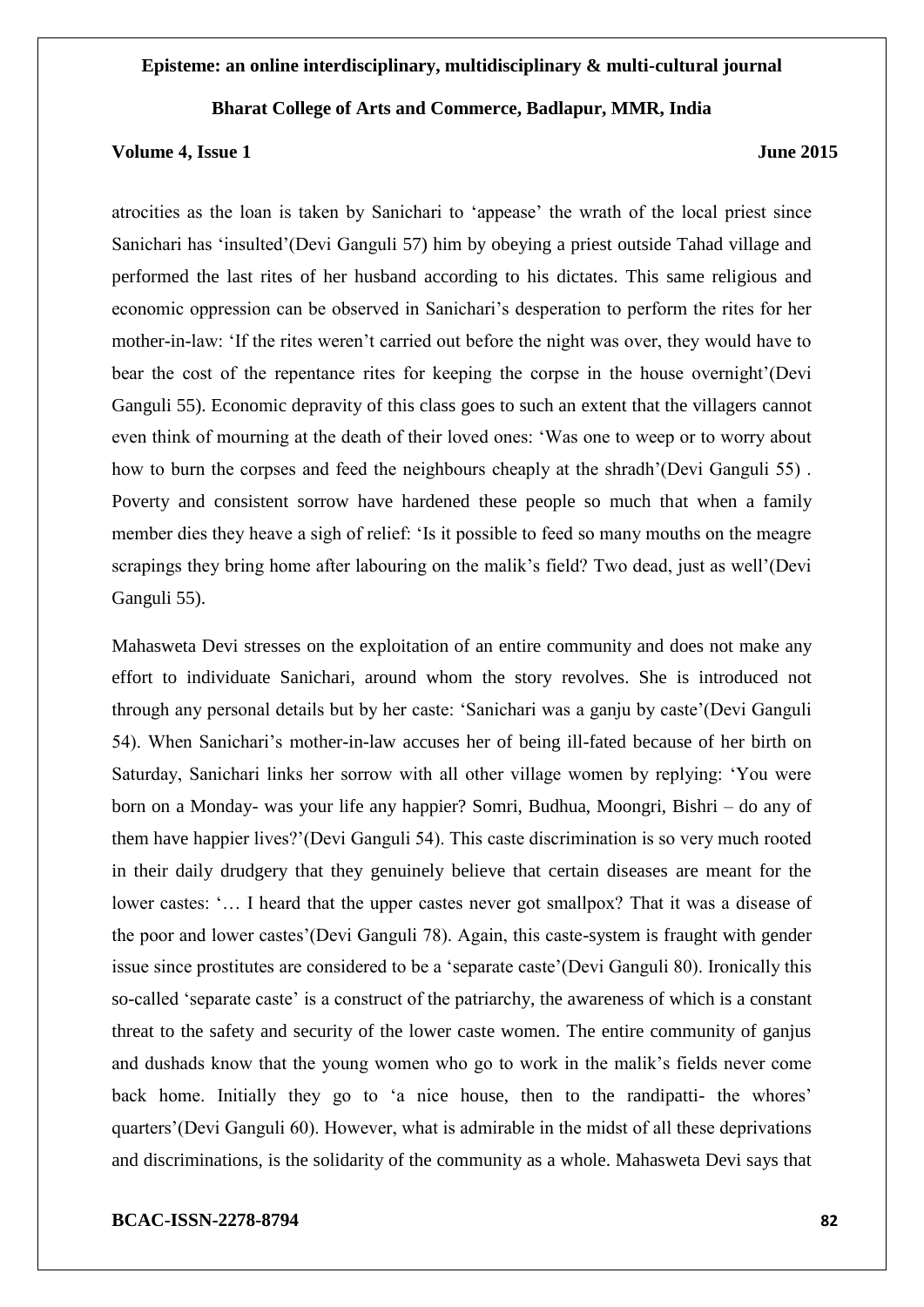atrocities as the loan is taken by Sanichari to 'appease' the wrath of the local priest since Sanichari has 'insulted'(Devi Ganguli 57) him by obeying a priest outside Tahad village and performed the last rites of her husband according to his dictates. This same religious and economic oppression can be observed in Sanichari's desperation to perform the rites for her mother-in-law: 'If the rites weren't carried out before the night was over, they would have to bear the cost of the repentance rites for keeping the corpse in the house overnight'(Devi Ganguli 55). Economic depravity of this class goes to such an extent that the villagers cannot even think of mourning at the death of their loved ones: 'Was one to weep or to worry about how to burn the corpses and feed the neighbours cheaply at the shradh'(Devi Ganguli 55) . Poverty and consistent sorrow have hardened these people so much that when a family member dies they heave a sigh of relief: 'Is it possible to feed so many mouths on the meagre scrapings they bring home after labouring on the malik's field? Two dead, just as well'(Devi Ganguli 55).

Mahasweta Devi stresses on the exploitation of an entire community and does not make any effort to individuate Sanichari, around whom the story revolves. She is introduced not through any personal details but by her caste: 'Sanichari was a ganju by caste'(Devi Ganguli 54). When Sanichari's mother-in-law accuses her of being ill-fated because of her birth on Saturday, Sanichari links her sorrow with all other village women by replying: 'You were born on a Monday- was your life any happier? Somri, Budhua, Moongri, Bishri – do any of them have happier lives?'(Devi Ganguli 54). This caste discrimination is so very much rooted in their daily drudgery that they genuinely believe that certain diseases are meant for the lower castes: '… I heard that the upper castes never got smallpox? That it was a disease of the poor and lower castes'(Devi Ganguli 78). Again, this caste-system is fraught with gender issue since prostitutes are considered to be a 'separate caste'(Devi Ganguli 80). Ironically this so-called 'separate caste' is a construct of the patriarchy, the awareness of which is a constant threat to the safety and security of the lower caste women. The entire community of ganjus and dushads know that the young women who go to work in the malik's fields never come back home. Initially they go to 'a nice house, then to the randipatti- the whores' quarters'(Devi Ganguli 60). However, what is admirable in the midst of all these deprivations and discriminations, is the solidarity of the community as a whole. Mahasweta Devi says that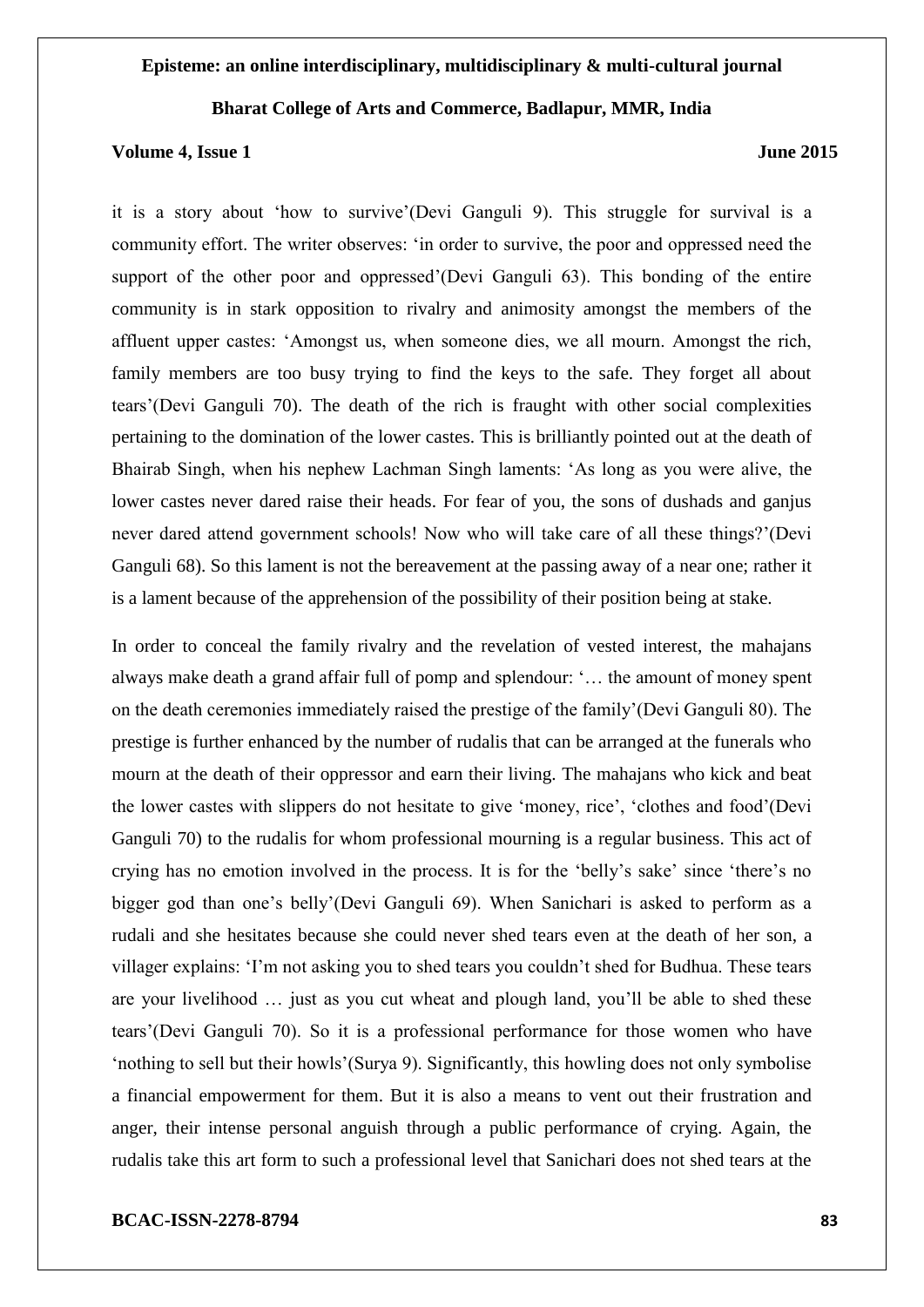it is a story about 'how to survive'(Devi Ganguli 9). This struggle for survival is a community effort. The writer observes: 'in order to survive, the poor and oppressed need the support of the other poor and oppressed'(Devi Ganguli 63). This bonding of the entire community is in stark opposition to rivalry and animosity amongst the members of the affluent upper castes: 'Amongst us, when someone dies, we all mourn. Amongst the rich, family members are too busy trying to find the keys to the safe. They forget all about tears'(Devi Ganguli 70). The death of the rich is fraught with other social complexities pertaining to the domination of the lower castes. This is brilliantly pointed out at the death of Bhairab Singh, when his nephew Lachman Singh laments: 'As long as you were alive, the lower castes never dared raise their heads. For fear of you, the sons of dushads and ganjus never dared attend government schools! Now who will take care of all these things?'(Devi Ganguli 68). So this lament is not the bereavement at the passing away of a near one; rather it is a lament because of the apprehension of the possibility of their position being at stake.

In order to conceal the family rivalry and the revelation of vested interest, the mahajans always make death a grand affair full of pomp and splendour: '… the amount of money spent on the death ceremonies immediately raised the prestige of the family'(Devi Ganguli 80). The prestige is further enhanced by the number of rudalis that can be arranged at the funerals who mourn at the death of their oppressor and earn their living. The mahajans who kick and beat the lower castes with slippers do not hesitate to give 'money, rice', 'clothes and food'(Devi Ganguli 70) to the rudalis for whom professional mourning is a regular business. This act of crying has no emotion involved in the process. It is for the 'belly's sake' since 'there's no bigger god than one's belly'(Devi Ganguli 69). When Sanichari is asked to perform as a rudali and she hesitates because she could never shed tears even at the death of her son, a villager explains: 'I'm not asking you to shed tears you couldn't shed for Budhua. These tears are your livelihood … just as you cut wheat and plough land, you'll be able to shed these tears'(Devi Ganguli 70). So it is a professional performance for those women who have 'nothing to sell but their howls'(Surya 9). Significantly, this howling does not only symbolise a financial empowerment for them. But it is also a means to vent out their frustration and anger, their intense personal anguish through a public performance of crying. Again, the rudalis take this art form to such a professional level that Sanichari does not shed tears at the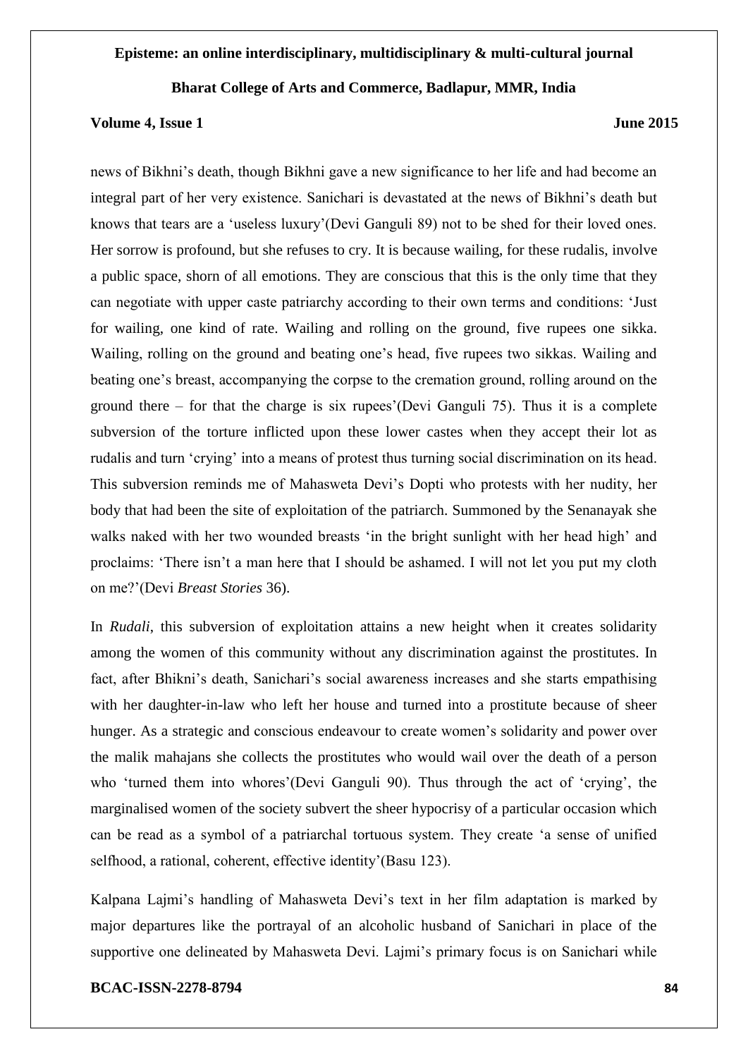news of Bikhni's death, though Bikhni gave a new significance to her life and had become an integral part of her very existence. Sanichari is devastated at the news of Bikhni's death but knows that tears are a 'useless luxury'(Devi Ganguli 89) not to be shed for their loved ones. Her sorrow is profound, but she refuses to cry. It is because wailing, for these rudalis, involve a public space, shorn of all emotions. They are conscious that this is the only time that they can negotiate with upper caste patriarchy according to their own terms and conditions: 'Just for wailing, one kind of rate. Wailing and rolling on the ground, five rupees one sikka. Wailing, rolling on the ground and beating one's head, five rupees two sikkas. Wailing and beating one's breast, accompanying the corpse to the cremation ground, rolling around on the ground there – for that the charge is six rupees'(Devi Ganguli 75). Thus it is a complete subversion of the torture inflicted upon these lower castes when they accept their lot as rudalis and turn 'crying' into a means of protest thus turning social discrimination on its head. This subversion reminds me of Mahasweta Devi's Dopti who protests with her nudity, her body that had been the site of exploitation of the patriarch. Summoned by the Senanayak she walks naked with her two wounded breasts 'in the bright sunlight with her head high' and proclaims: 'There isn't a man here that I should be ashamed. I will not let you put my cloth on me?'(Devi *Breast Stories* 36).

In *Rudali*, this subversion of exploitation attains a new height when it creates solidarity among the women of this community without any discrimination against the prostitutes. In fact, after Bhikni's death, Sanichari's social awareness increases and she starts empathising with her daughter-in-law who left her house and turned into a prostitute because of sheer hunger. As a strategic and conscious endeavour to create women's solidarity and power over the malik mahajans she collects the prostitutes who would wail over the death of a person who 'turned them into whores'(Devi Ganguli 90). Thus through the act of 'crying', the marginalised women of the society subvert the sheer hypocrisy of a particular occasion which can be read as a symbol of a patriarchal tortuous system. They create 'a sense of unified selfhood, a rational, coherent, effective identity'(Basu 123).

Kalpana Lajmi's handling of Mahasweta Devi's text in her film adaptation is marked by major departures like the portrayal of an alcoholic husband of Sanichari in place of the supportive one delineated by Mahasweta Devi. Lajmi's primary focus is on Sanichari while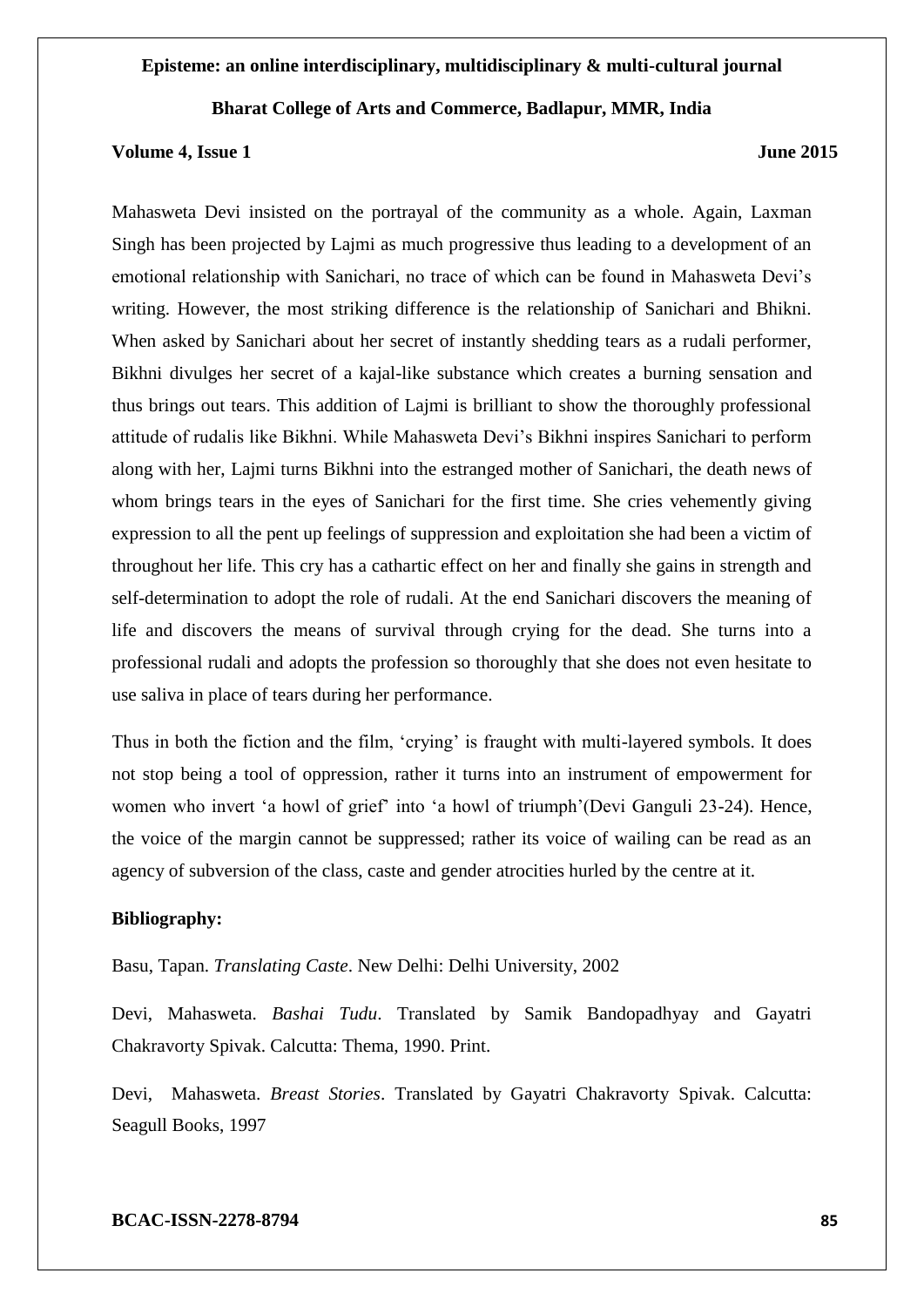Mahasweta Devi insisted on the portrayal of the community as a whole. Again, Laxman Singh has been projected by Lajmi as much progressive thus leading to a development of an emotional relationship with Sanichari, no trace of which can be found in Mahasweta Devi's writing. However, the most striking difference is the relationship of Sanichari and Bhikni. When asked by Sanichari about her secret of instantly shedding tears as a rudali performer, Bikhni divulges her secret of a kajal-like substance which creates a burning sensation and thus brings out tears. This addition of Lajmi is brilliant to show the thoroughly professional attitude of rudalis like Bikhni. While Mahasweta Devi's Bikhni inspires Sanichari to perform along with her, Lajmi turns Bikhni into the estranged mother of Sanichari, the death news of whom brings tears in the eyes of Sanichari for the first time. She cries vehemently giving expression to all the pent up feelings of suppression and exploitation she had been a victim of throughout her life. This cry has a cathartic effect on her and finally she gains in strength and self-determination to adopt the role of rudali. At the end Sanichari discovers the meaning of life and discovers the means of survival through crying for the dead. She turns into a professional rudali and adopts the profession so thoroughly that she does not even hesitate to use saliva in place of tears during her performance.

Thus in both the fiction and the film, 'crying' is fraught with multi-layered symbols. It does not stop being a tool of oppression, rather it turns into an instrument of empowerment for women who invert 'a howl of grief' into 'a howl of triumph'(Devi Ganguli 23-24). Hence, the voice of the margin cannot be suppressed; rather its voice of wailing can be read as an agency of subversion of the class, caste and gender atrocities hurled by the centre at it.

**Bibliography:**

Basu, Tapan. *Translating Caste*. New Delhi: Delhi University, 2002

Devi, Mahasweta. *Bashai Tudu*. Translated by Samik Bandopadhyay and Gayatri Chakravorty Spivak. Calcutta: Thema, 1990. Print.

Devi, Mahasweta. *Breast Stories*. Translated by Gayatri Chakravorty Spivak. Calcutta: Seagull Books, 1997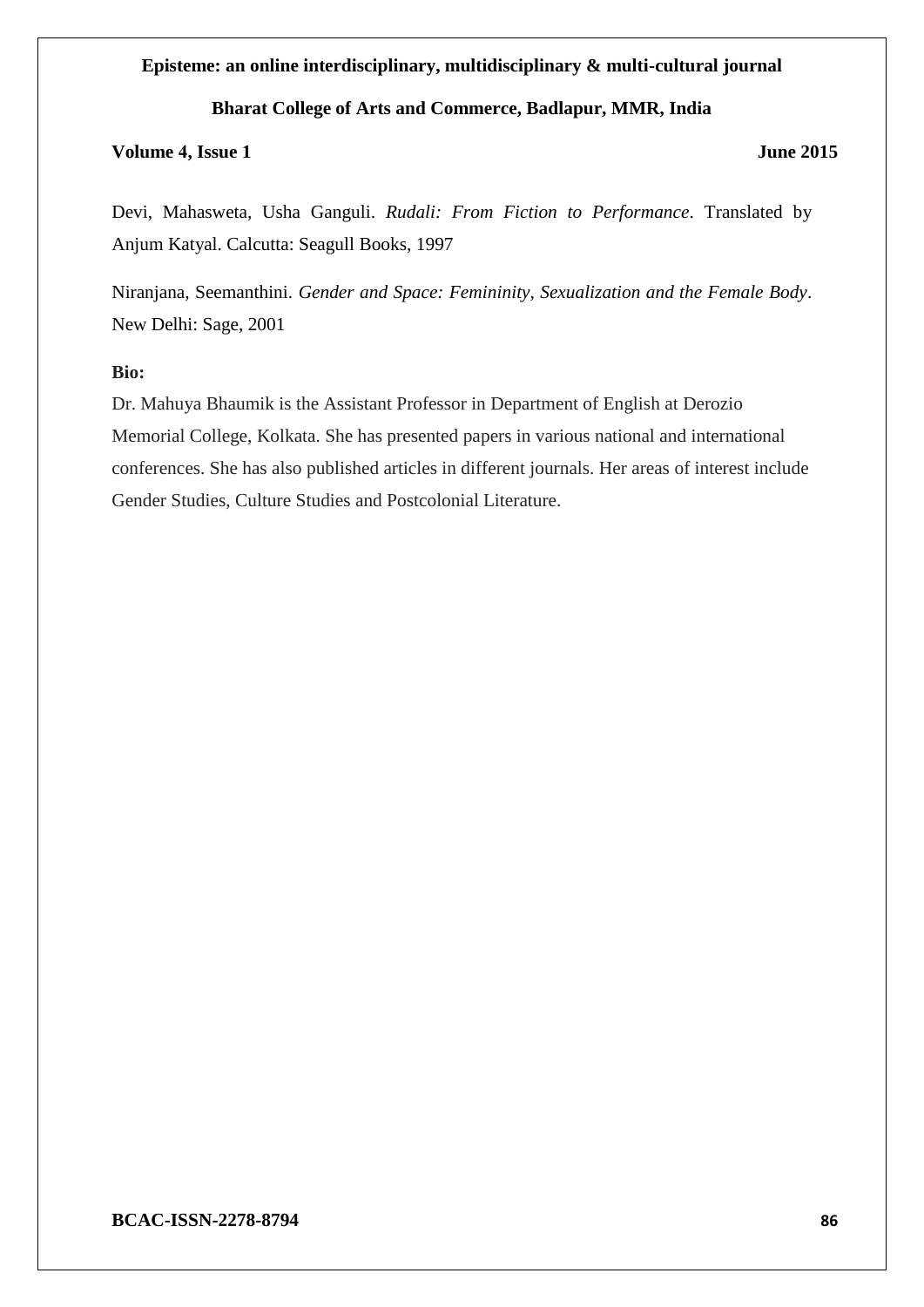Devi, Mahasweta, Usha Ganguli. *Rudali: From Fiction to Performance*. Translated by Anjum Katyal. Calcutta: Seagull Books, 1997

Niranjana, Seemanthini. *Gender and Space: Femininity, Sexualization and the Female Body*. New Delhi: Sage, 2001

**Bio:**

Dr. Mahuya Bhaumik is the Assistant Professor in Department of English at Derozio Memorial College, Kolkata. She has presented papers in various national and international conferences. She has also published articles in different journals. Her areas of interest include Gender Studies, Culture Studies and Postcolonial Literature.